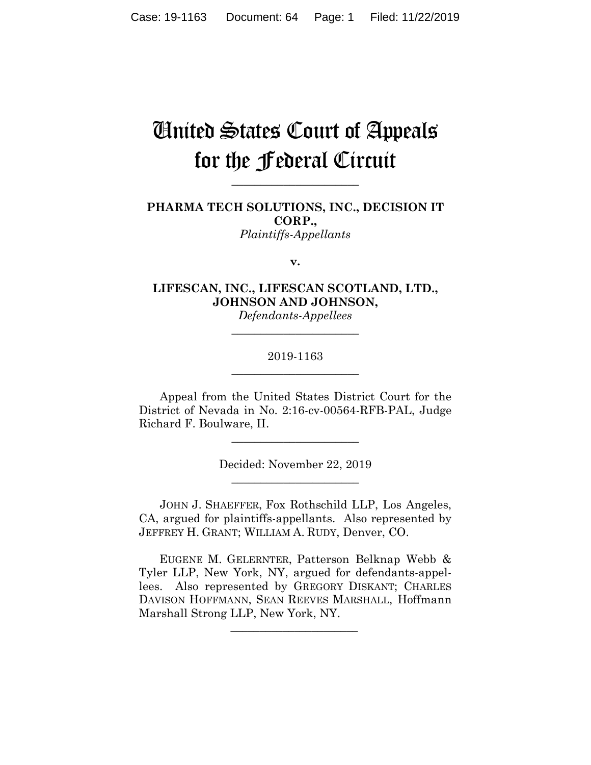# United States Court of Appeals for the Federal Circuit

______________________

**PHARMA TECH SOLUTIONS, INC., DECISION IT CORP.,**
*Plaintiffs-Appellants*

**v.**

**LIFESCAN, INC., LIFESCAN SCOTLAND, LTD., JOHNSON AND JOHNSON,**
*Defendants-Appellees*

______________________

2019-1163

______________________

Appeal from the United States District Court for the District of Nevada in No. 2:16-cv-00564-RFB-PAL, Judge Richard F. Boulware, II.

______________________

Decided: November 22, 2019

______________________

JOHN J. SHAEFFER, Fox Rothschild LLP, Los Angeles, CA, argued for plaintiffs-appellants. Also represented by JEFFREY H. GRANT; WILLIAM A. RUDY, Denver, CO.

EUGENE M. GELERNTER, Patterson Belknap Webb & Tyler LLP, New York, NY, argued for defendants-appellees. Also represented by GREGORY DISKANT; CHARLES DAVISON HOFFMANN, SEAN REEVES MARSHALL, Hoffmann Marshall Strong LLP, New York, NY.

______________________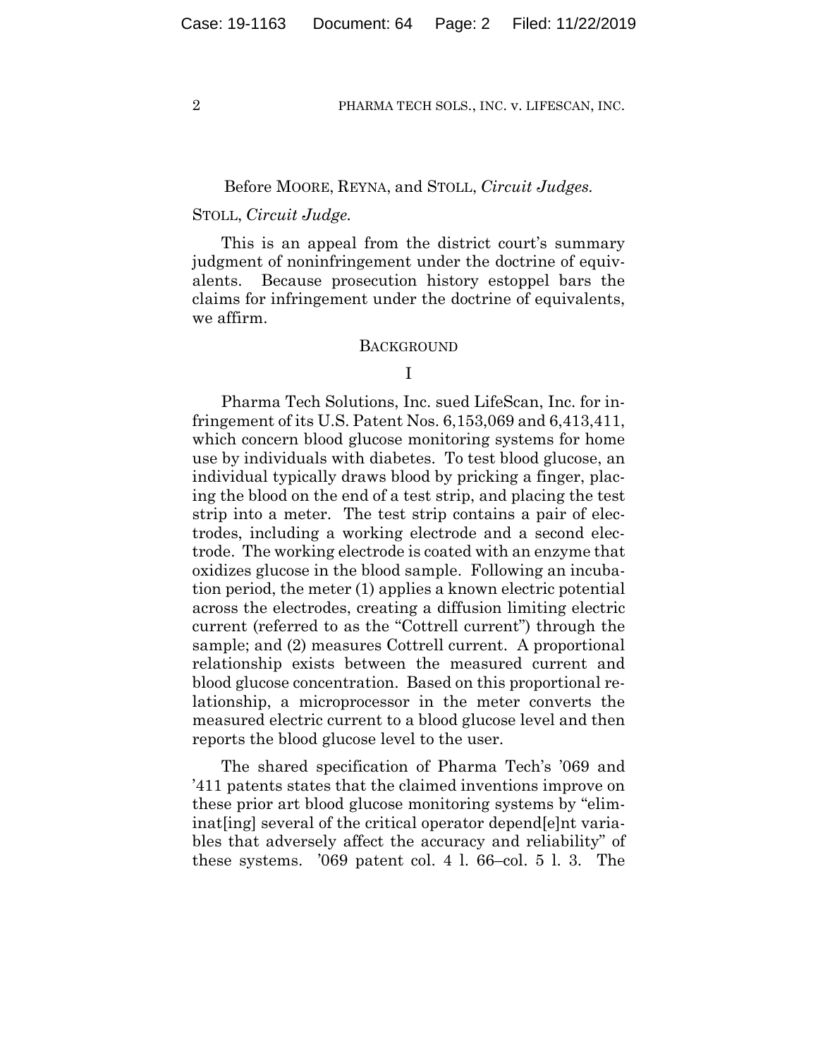Before MOORE, REYNA, and STOLL, *Circuit Judges*.

STOLL, *Circuit Judge*.

This is an appeal from the district court's summary judgment of noninfringement under the doctrine of equivalents. Because prosecution history estoppel bars the claims for infringement under the doctrine of equivalents, we affirm.

## BACKGROUND

### I

Pharma Tech Solutions, Inc. sued LifeScan, Inc. for infringement of its U.S. Patent Nos. 6,153,069 and 6,413,411, which concern blood glucose monitoring systems for home use by individuals with diabetes. To test blood glucose, an individual typically draws blood by pricking a finger, placing the blood on the end of a test strip, and placing the test strip into a meter. The test strip contains a pair of electrodes, including a working electrode and a second electrode. The working electrode is coated with an enzyme that oxidizes glucose in the blood sample. Following an incubation period, the meter (1) applies a known electric potential across the electrodes, creating a diffusion limiting electric current (referred to as the "Cottrell current") through the sample; and (2) measures Cottrell current. A proportional relationship exists between the measured current and blood glucose concentration. Based on this proportional relationship, a microprocessor in the meter converts the measured electric current to a blood glucose level and then reports the blood glucose level to the user.

The shared specification of Pharma Tech's '069 and '411 patents states that the claimed inventions improve on these prior art blood glucose monitoring systems by "eliminat[ing] several of the critical operator depend[e]nt variables that adversely affect the accuracy and reliability" of these systems. '069 patent col. 4 l. 66–col. 5 l. 3. The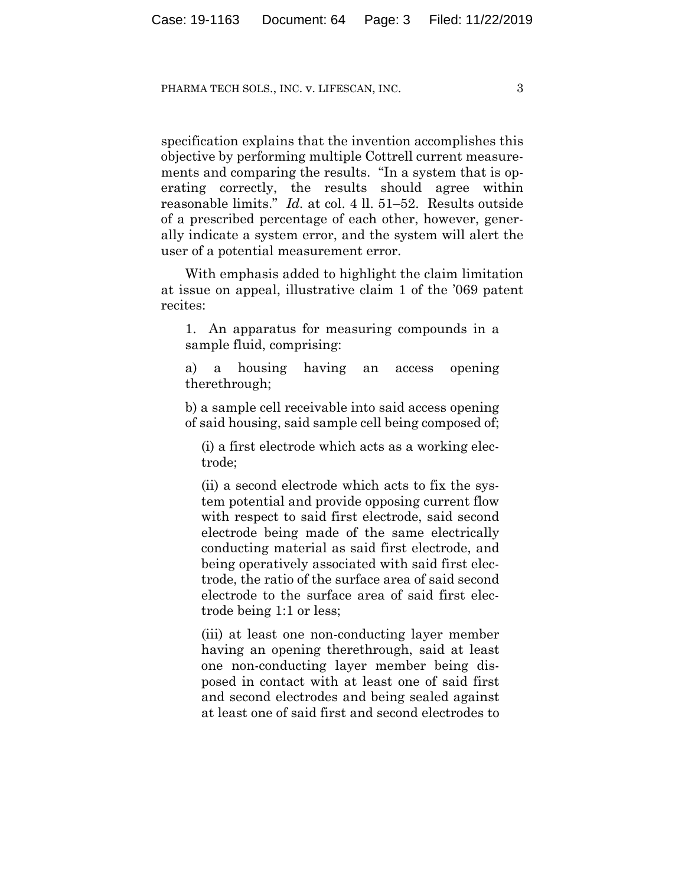specification explains that the invention accomplishes this objective by performing multiple Cottrell current measurements and comparing the results. "In a system that is operating correctly, the results should agree within reasonable limits." *Id.* at col. 4 ll. 51–52. Results outside of a prescribed percentage of each other, however, generally indicate a system error, and the system will alert the user of a potential measurement error.

With emphasis added to highlight the claim limitation at issue on appeal, illustrative claim 1 of the '069 patent recites:

> 1. An apparatus for measuring compounds in a sample fluid, comprising:
>
> a) a housing having an access opening therethrough;
>
> b) a sample cell receivable into said access opening of said housing, said sample cell being composed of;
>
> > (i) a first electrode which acts as a working electrode;
> >
> > (ii) a second electrode which acts to fix the system potential and provide opposing current flow with respect to said first electrode, said second electrode being made of the same electrically conducting material as said first electrode, and being operatively associated with said first electrode, the ratio of the surface area of said second electrode to the surface area of said first electrode being 1:1 or less;
> >
> > (iii) at least one non-conducting layer member having an opening therethrough, said at least one non-conducting layer member being disposed in contact with at least one of said first and second electrodes and being sealed against at least one of said first and second electrodes to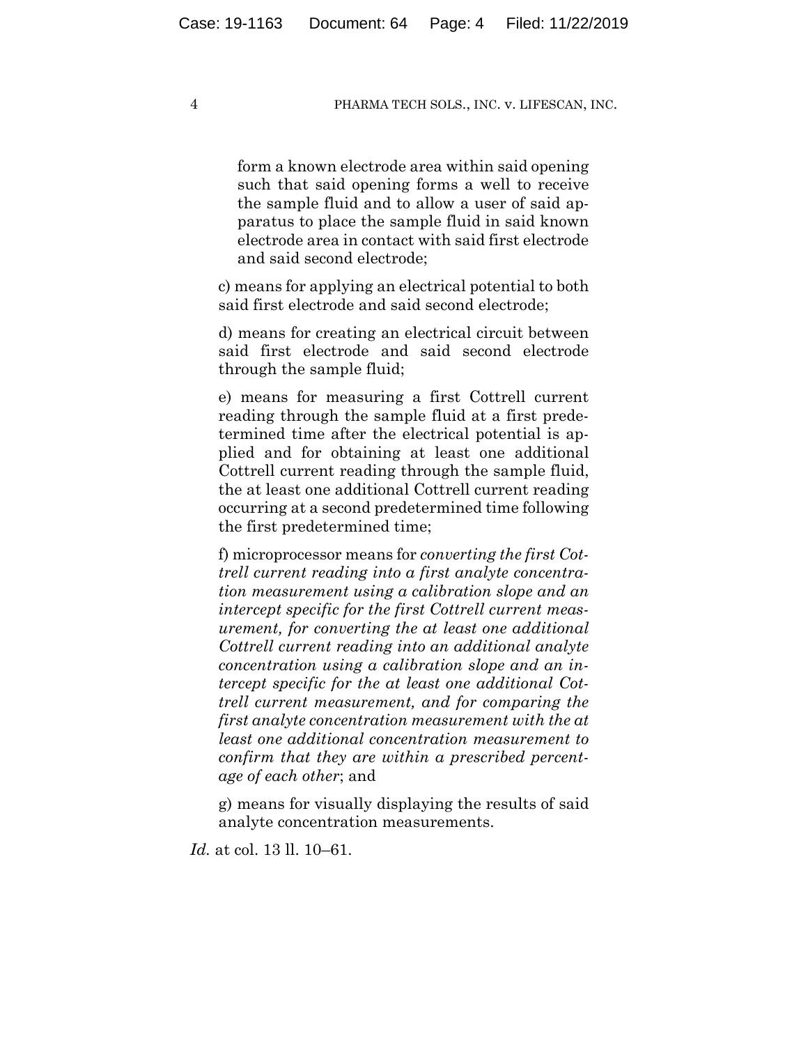> form a known electrode area within said opening such that said opening forms a well to receive the sample fluid and to allow a user of said apparatus to place the sample fluid in said known electrode area in contact with said first electrode and said second electrode;
>
> c) means for applying an electrical potential to both said first electrode and said second electrode;
>
> d) means for creating an electrical circuit between said first electrode and said second electrode through the sample fluid;
>
> e) means for measuring a first Cottrell current reading through the sample fluid at a first predetermined time after the electrical potential is applied and for obtaining at least one additional Cottrell current reading through the sample fluid, the at least one additional Cottrell current reading occurring at a second predetermined time following the first predetermined time;
>
> f) microprocessor means for *converting the first Cottrell current reading into a first analyte concentration measurement using a calibration slope and an intercept specific for the first Cottrell current measurement, for converting the at least one additional Cottrell current reading into an additional analyte concentration using a calibration slope and an intercept specific for the at least one additional Cottrell current measurement, and for comparing the first analyte concentration measurement with the at least one additional concentration measurement to confirm that they are within a prescribed percentage of each other*; and
>
> g) means for visually displaying the results of said analyte concentration measurements.

*Id.* at col. 13 ll. 10–61.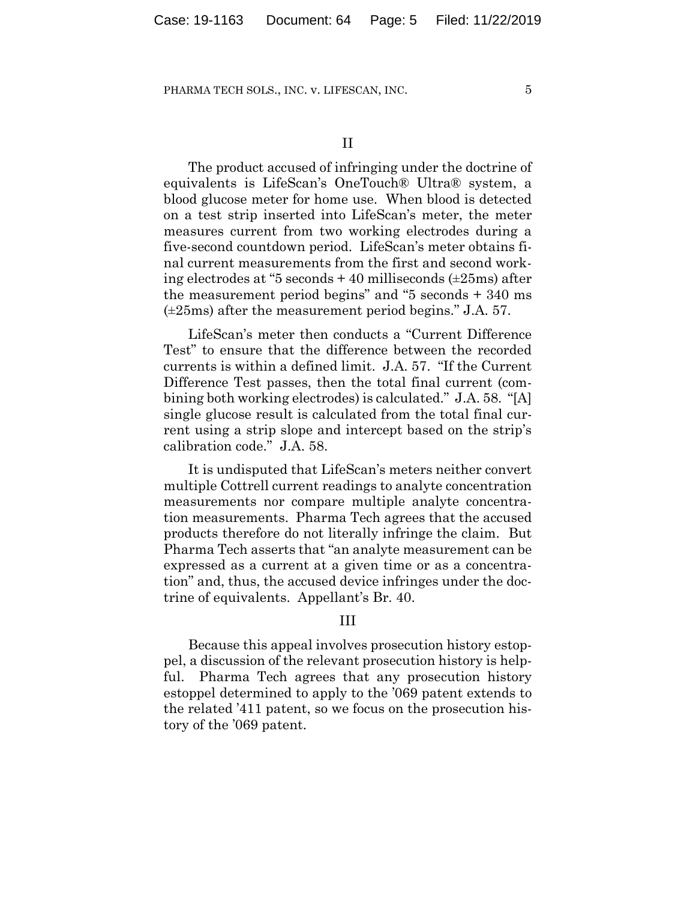## II

The product accused of infringing under the doctrine of equivalents is LifeScan's OneTouch® Ultra® system, a blood glucose meter for home use. When blood is detected on a test strip inserted into LifeScan's meter, the meter measures current from two working electrodes during a five-second countdown period. LifeScan's meter obtains final current measurements from the first and second working electrodes at "5 seconds + 40 milliseconds (±25ms) after the measurement period begins" and "5 seconds + 340 ms (±25ms) after the measurement period begins." J.A. 57.

LifeScan's meter then conducts a "Current Difference Test" to ensure that the difference between the recorded currents is within a defined limit. J.A. 57. "If the Current Difference Test passes, then the total final current (combining both working electrodes) is calculated." J.A. 58. "[A] single glucose result is calculated from the total final current using a strip slope and intercept based on the strip's calibration code." J.A. 58.

It is undisputed that LifeScan's meters neither convert multiple Cottrell current readings to analyte concentration measurements nor compare multiple analyte concentration measurements. Pharma Tech agrees that the accused products therefore do not literally infringe the claim. But Pharma Tech asserts that "an analyte measurement can be expressed as a current at a given time or as a concentration" and, thus, the accused device infringes under the doctrine of equivalents. Appellant's Br. 40.

## III

Because this appeal involves prosecution history estoppel, a discussion of the relevant prosecution history is helpful. Pharma Tech agrees that any prosecution history estoppel determined to apply to the '069 patent extends to the related '411 patent, so we focus on the prosecution history of the '069 patent.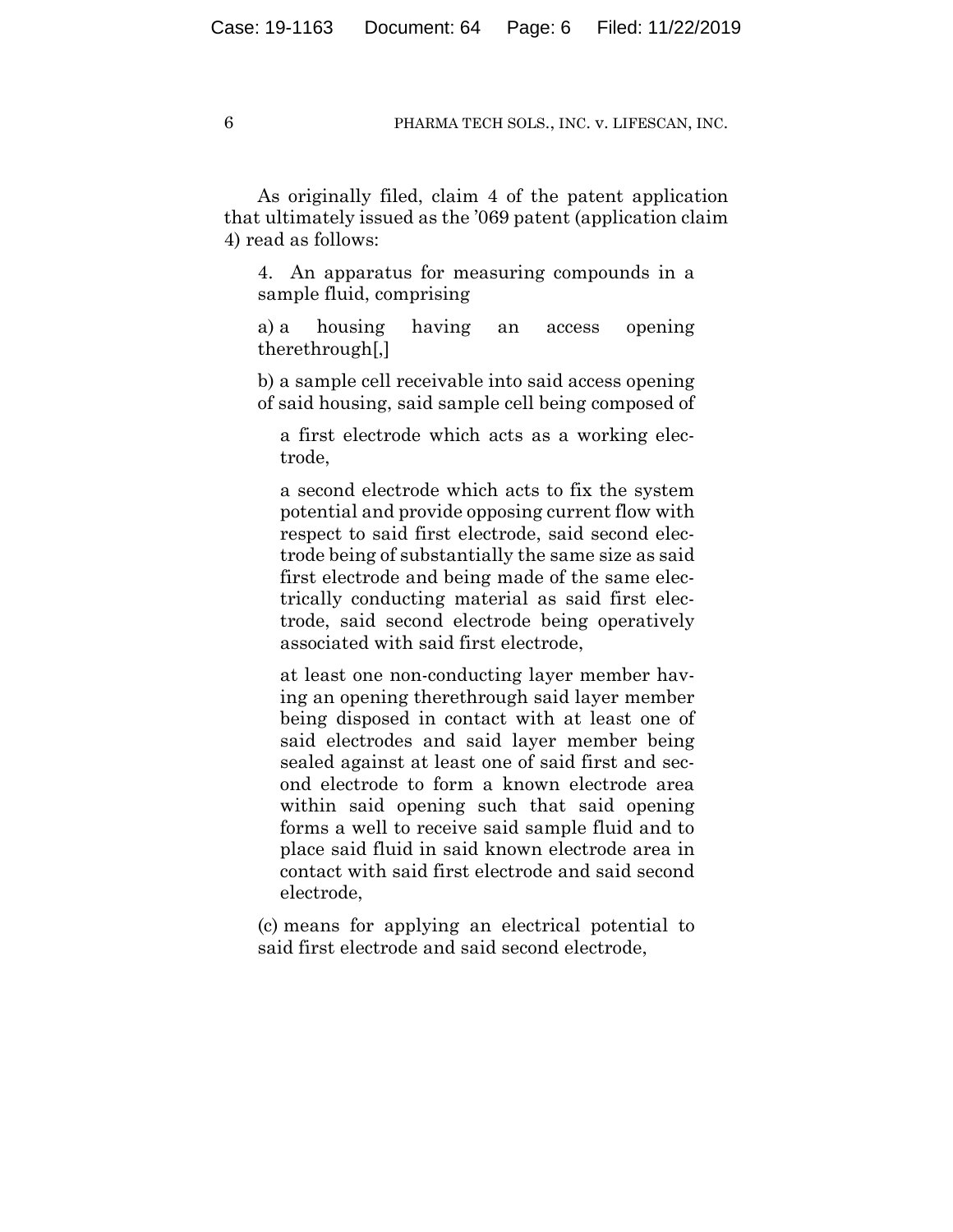As originally filed, claim 4 of the patent application that ultimately issued as the '069 patent (application claim 4) read as follows:

> 4. An apparatus for measuring compounds in a sample fluid, comprising
>
> a) a housing having an access opening therethrough[,]
>
> b) a sample cell receivable into said access opening of said housing, said sample cell being composed of
>
>> a first electrode which acts as a working electrode,
>>
>> a second electrode which acts to fix the system potential and provide opposing current flow with respect to said first electrode, said second electrode being of substantially the same size as said first electrode and being made of the same electrically conducting material as said first electrode, said second electrode being operatively associated with said first electrode,
>>
>> at least one non-conducting layer member having an opening therethrough said layer member being disposed in contact with at least one of said electrodes and said layer member being sealed against at least one of said first and second electrode to form a known electrode area within said opening such that said opening forms a well to receive said sample fluid and to place said fluid in said known electrode area in contact with said first electrode and said second electrode,
>
> (c) means for applying an electrical potential to said first electrode and said second electrode,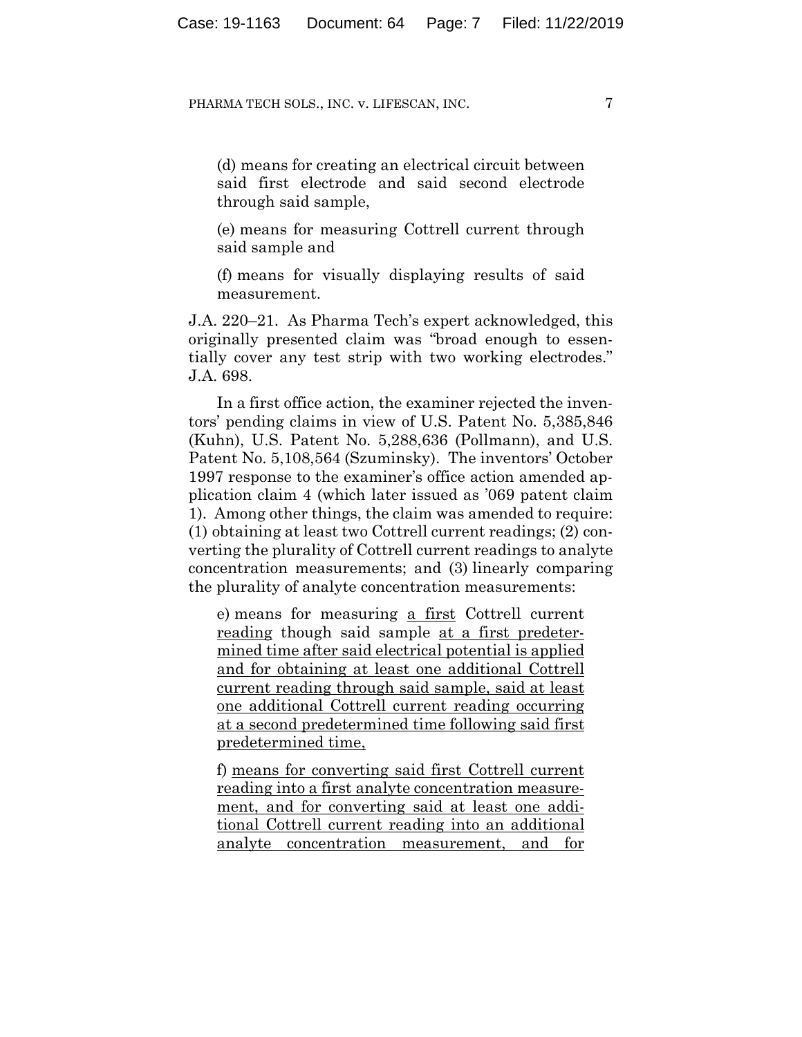(d) means for creating an electrical circuit between said first electrode and said second electrode through said sample,

(e) means for measuring Cottrell current through said sample and

(f) means for visually displaying results of said measurement.

J.A. 220–21. As Pharma Tech's expert acknowledged, this originally presented claim was "broad enough to essentially cover any test strip with two working electrodes." J.A. 698.

In a first office action, the examiner rejected the inventors' pending claims in view of U.S. Patent No. 5,385,846 (Kuhn), U.S. Patent No. 5,288,636 (Pollmann), and U.S. Patent No. 5,108,564 (Szuminsky). The inventors' October 1997 response to the examiner's office action amended application claim 4 (which later issued as '069 patent claim 1). Among other things, the claim was amended to require: (1) obtaining at least two Cottrell current readings; (2) converting the plurality of Cottrell current readings to analyte concentration measurements; and (3) linearly comparing the plurality of analyte concentration measurements:

e) means for measuring <u>a first</u> Cottrell current <u>reading</u> though said sample <u>at a first predetermined time after said electrical potential is applied and for obtaining at least one additional Cottrell current reading through said sample, said at least one additional Cottrell current reading occurring at a second predetermined time following said first predetermined time,</u>

f) <u>means for converting said first Cottrell current reading into a first analyte concentration measurement, and for converting said at least one additional Cottrell current reading into an additional analyte concentration measurement, and for</u>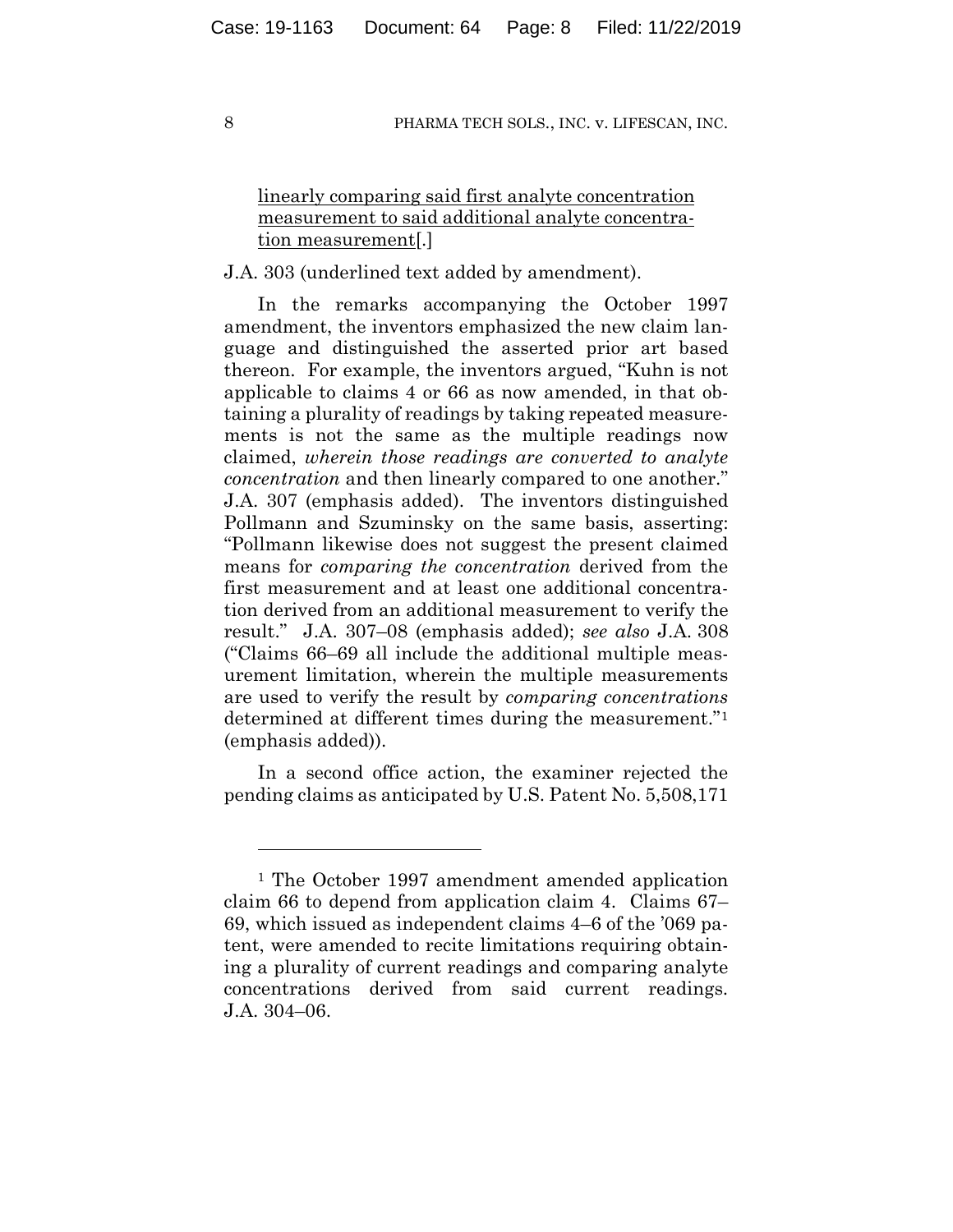<u>linearly comparing said first analyte concentration measurement to said additional analyte concentration measurement</u>[.]

J.A. 303 (underlined text added by amendment).

In the remarks accompanying the October 1997 amendment, the inventors emphasized the new claim language and distinguished the asserted prior art based thereon. For example, the inventors argued, "Kuhn is not applicable to claims 4 or 66 as now amended, in that obtaining a plurality of readings by taking repeated measurements is not the same as the multiple readings now claimed, *wherein those readings are converted to analyte concentration* and then linearly compared to one another." J.A. 307 (emphasis added). The inventors distinguished Pollmann and Szuminsky on the same basis, asserting: "Pollmann likewise does not suggest the present claimed means for *comparing the concentration* derived from the first measurement and at least one additional concentration derived from an additional measurement to verify the result." J.A. 307–08 (emphasis added); *see also* J.A. 308 ("Claims 66–69 all include the additional multiple measurement limitation, wherein the multiple measurements are used to verify the result by *comparing concentrations* determined at different times during the measurement."[1] (emphasis added)).

In a second office action, the examiner rejected the pending claims as anticipated by U.S. Patent No. 5,508,171

---

[1] The October 1997 amendment amended application claim 66 to depend from application claim 4. Claims 67–69, which issued as independent claims 4–6 of the '069 patent, were amended to recite limitations requiring obtaining a plurality of current readings and comparing analyte concentrations derived from said current readings. J.A. 304–06.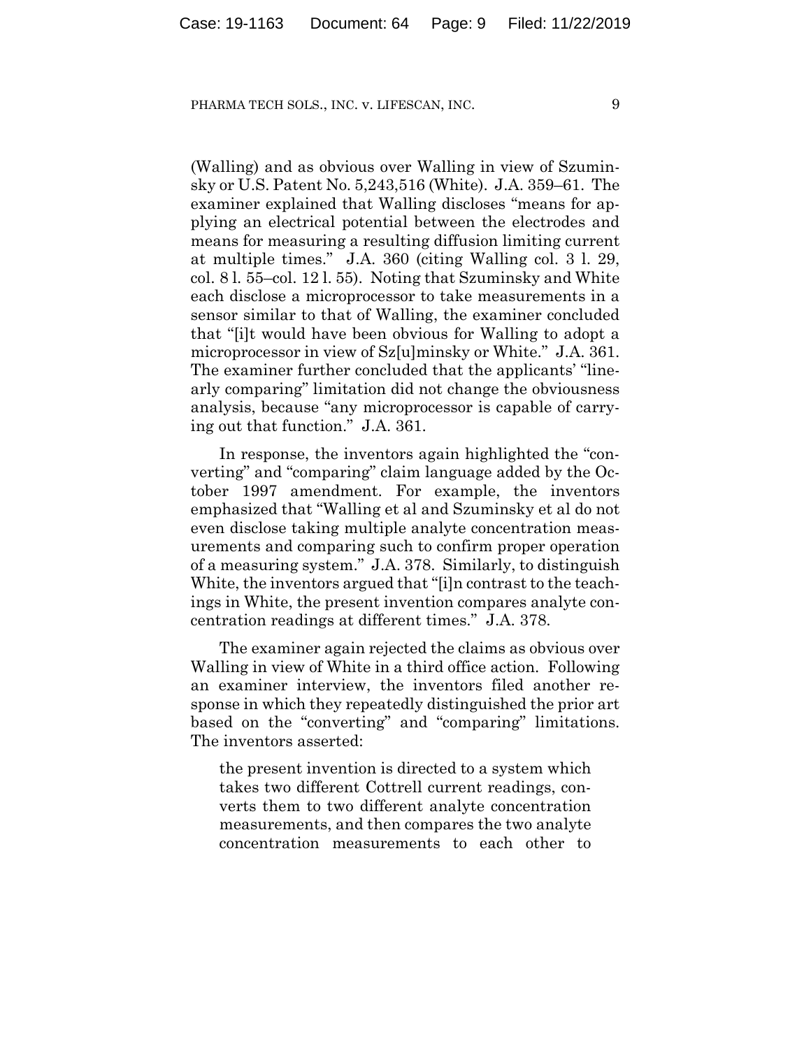(Walling) and as obvious over Walling in view of Szuminsky or U.S. Patent No. 5,243,516 (White). J.A. 359–61. The examiner explained that Walling discloses "means for applying an electrical potential between the electrodes and means for measuring a resulting diffusion limiting current at multiple times." J.A. 360 (citing Walling col. 3 l. 29, col. 8 l. 55–col. 12 l. 55). Noting that Szuminsky and White each disclose a microprocessor to take measurements in a sensor similar to that of Walling, the examiner concluded that "[i]t would have been obvious for Walling to adopt a microprocessor in view of Sz[u]minsky or White." J.A. 361. The examiner further concluded that the applicants' "linearly comparing" limitation did not change the obviousness analysis, because "any microprocessor is capable of carrying out that function." J.A. 361.

In response, the inventors again highlighted the "converting" and "comparing" claim language added by the October 1997 amendment. For example, the inventors emphasized that "Walling et al and Szuminsky et al do not even disclose taking multiple analyte concentration measurements and comparing such to confirm proper operation of a measuring system." J.A. 378. Similarly, to distinguish White, the inventors argued that "[i]n contrast to the teachings in White, the present invention compares analyte concentration readings at different times." J.A. 378.

The examiner again rejected the claims as obvious over Walling in view of White in a third office action. Following an examiner interview, the inventors filed another response in which they repeatedly distinguished the prior art based on the "converting" and "comparing" limitations. The inventors asserted:

> the present invention is directed to a system which takes two different Cottrell current readings, converts them to two different analyte concentration measurements, and then compares the two analyte concentration measurements to each other to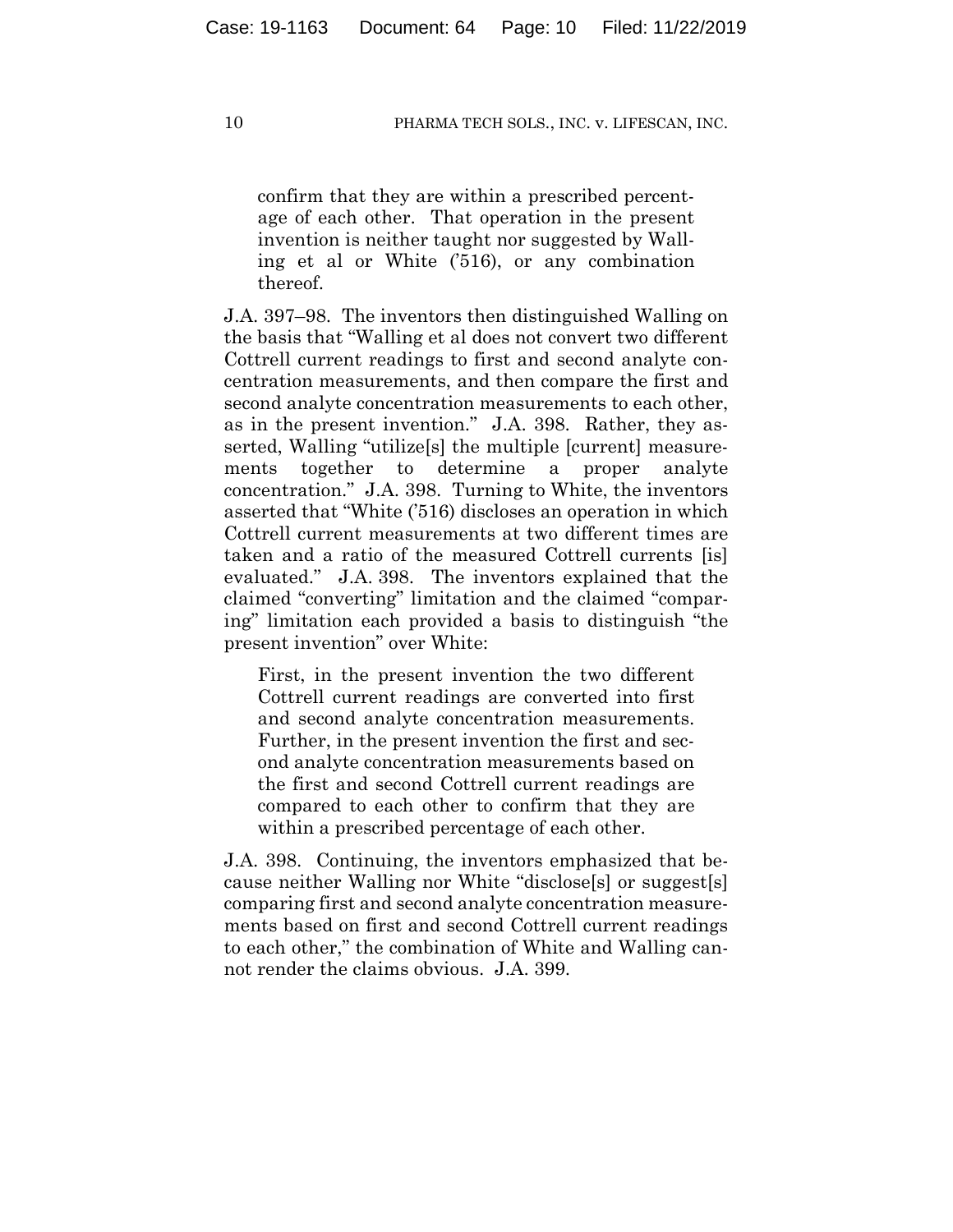> confirm that they are within a prescribed percentage of each other. That operation in the present invention is neither taught nor suggested by Walling et al or White ('516), or any combination thereof.

J.A. 397–98. The inventors then distinguished Walling on the basis that "Walling et al does not convert two different Cottrell current readings to first and second analyte concentration measurements, and then compare the first and second analyte concentration measurements to each other, as in the present invention." J.A. 398. Rather, they asserted, Walling "utilize[s] the multiple [current] measurements together to determine a proper analyte concentration." J.A. 398. Turning to White, the inventors asserted that "White ('516) discloses an operation in which Cottrell current measurements at two different times are taken and a ratio of the measured Cottrell currents [is] evaluated." J.A. 398. The inventors explained that the claimed "converting" limitation and the claimed "comparing" limitation each provided a basis to distinguish "the present invention" over White:

> First, in the present invention the two different Cottrell current readings are converted into first and second analyte concentration measurements. Further, in the present invention the first and second analyte concentration measurements based on the first and second Cottrell current readings are compared to each other to confirm that they are within a prescribed percentage of each other.

J.A. 398. Continuing, the inventors emphasized that because neither Walling nor White "disclose[s] or suggest[s] comparing first and second analyte concentration measurements based on first and second Cottrell current readings to each other," the combination of White and Walling cannot render the claims obvious. J.A. 399.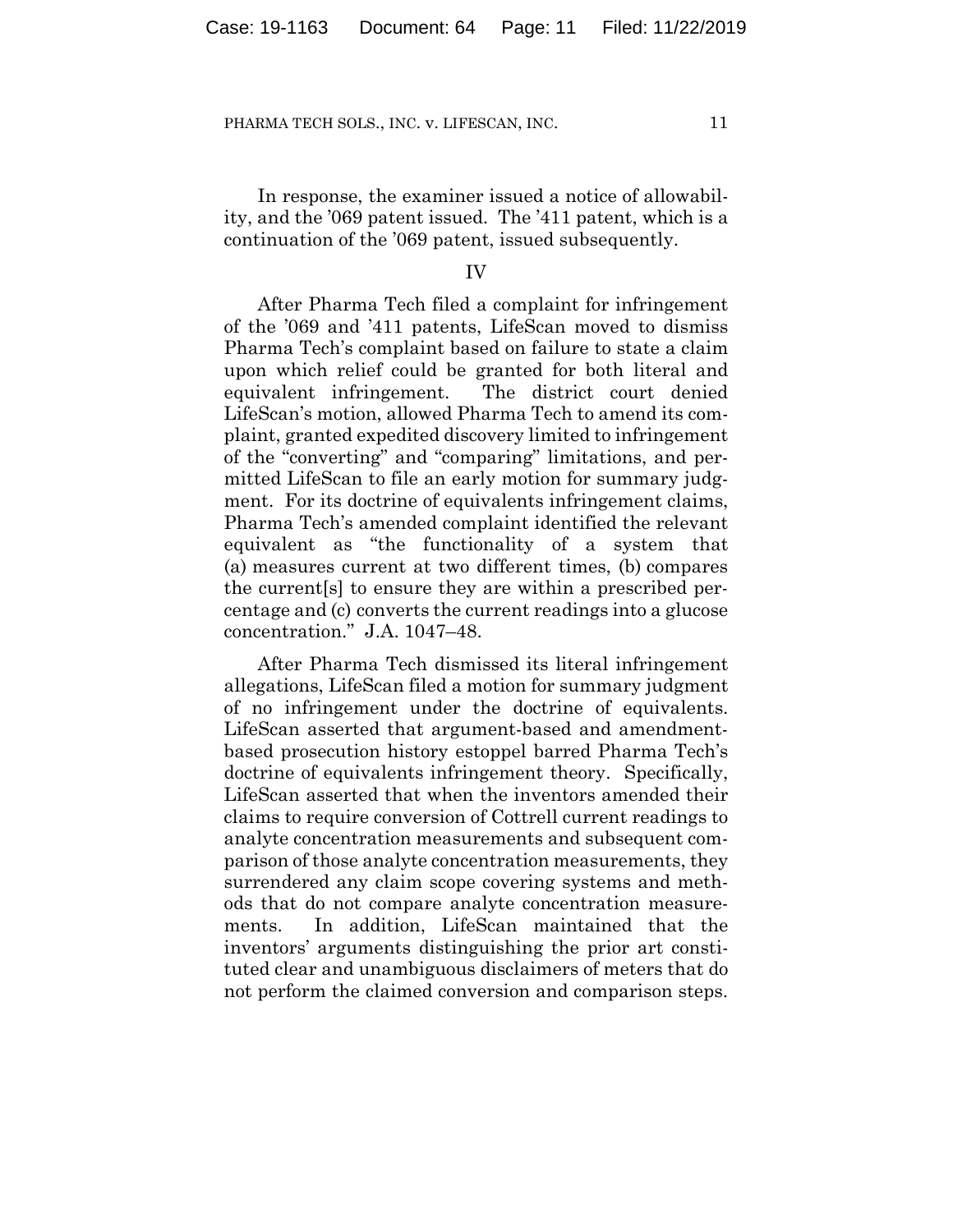In response, the examiner issued a notice of allowability, and the '069 patent issued. The '411 patent, which is a continuation of the '069 patent, issued subsequently.

## IV

After Pharma Tech filed a complaint for infringement of the '069 and '411 patents, LifeScan moved to dismiss Pharma Tech's complaint based on failure to state a claim upon which relief could be granted for both literal and equivalent infringement. The district court denied LifeScan's motion, allowed Pharma Tech to amend its complaint, granted expedited discovery limited to infringement of the "converting" and "comparing" limitations, and permitted LifeScan to file an early motion for summary judgment. For its doctrine of equivalents infringement claims, Pharma Tech's amended complaint identified the relevant equivalent as "the functionality of a system that (a) measures current at two different times, (b) compares the current[s] to ensure they are within a prescribed percentage and (c) converts the current readings into a glucose concentration." J.A. 1047–48.

After Pharma Tech dismissed its literal infringement allegations, LifeScan filed a motion for summary judgment of no infringement under the doctrine of equivalents. LifeScan asserted that argument-based and amendment-based prosecution history estoppel barred Pharma Tech's doctrine of equivalents infringement theory. Specifically, LifeScan asserted that when the inventors amended their claims to require conversion of Cottrell current readings to analyte concentration measurements and subsequent comparison of those analyte concentration measurements, they surrendered any claim scope covering systems and methods that do not compare analyte concentration measurements. In addition, LifeScan maintained that the inventors' arguments distinguishing the prior art constituted clear and unambiguous disclaimers of meters that do not perform the claimed conversion and comparison steps.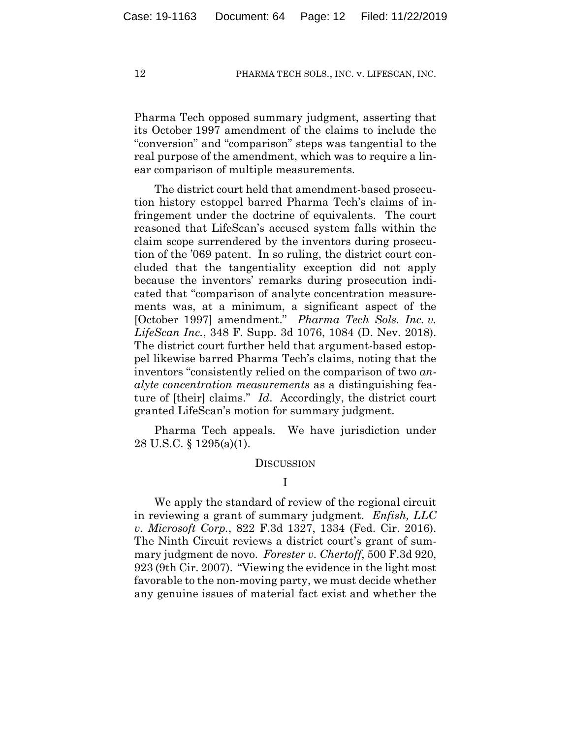Pharma Tech opposed summary judgment, asserting that its October 1997 amendment of the claims to include the "conversion" and "comparison" steps was tangential to the real purpose of the amendment, which was to require a linear comparison of multiple measurements.

The district court held that amendment-based prosecution history estoppel barred Pharma Tech's claims of infringement under the doctrine of equivalents. The court reasoned that LifeScan's accused system falls within the claim scope surrendered by the inventors during prosecution of the '069 patent. In so ruling, the district court concluded that the tangentiality exception did not apply because the inventors' remarks during prosecution indicated that "comparison of analyte concentration measurements was, at a minimum, a significant aspect of the [October 1997] amendment." *Pharma Tech Sols. Inc. v. LifeScan Inc.*, 348 F. Supp. 3d 1076, 1084 (D. Nev. 2018). The district court further held that argument-based estoppel likewise barred Pharma Tech's claims, noting that the inventors "consistently relied on the comparison of two *analyte concentration measurements* as a distinguishing feature of [their] claims." *Id*. Accordingly, the district court granted LifeScan's motion for summary judgment.

Pharma Tech appeals. We have jurisdiction under 28 U.S.C. § 1295(a)(1).

## Discussion

### I

We apply the standard of review of the regional circuit in reviewing a grant of summary judgment. *Enfish, LLC v. Microsoft Corp.*, 822 F.3d 1327, 1334 (Fed. Cir. 2016). The Ninth Circuit reviews a district court's grant of summary judgment de novo. *Forester v. Chertoff*, 500 F.3d 920, 923 (9th Cir. 2007). "Viewing the evidence in the light most favorable to the non-moving party, we must decide whether any genuine issues of material fact exist and whether the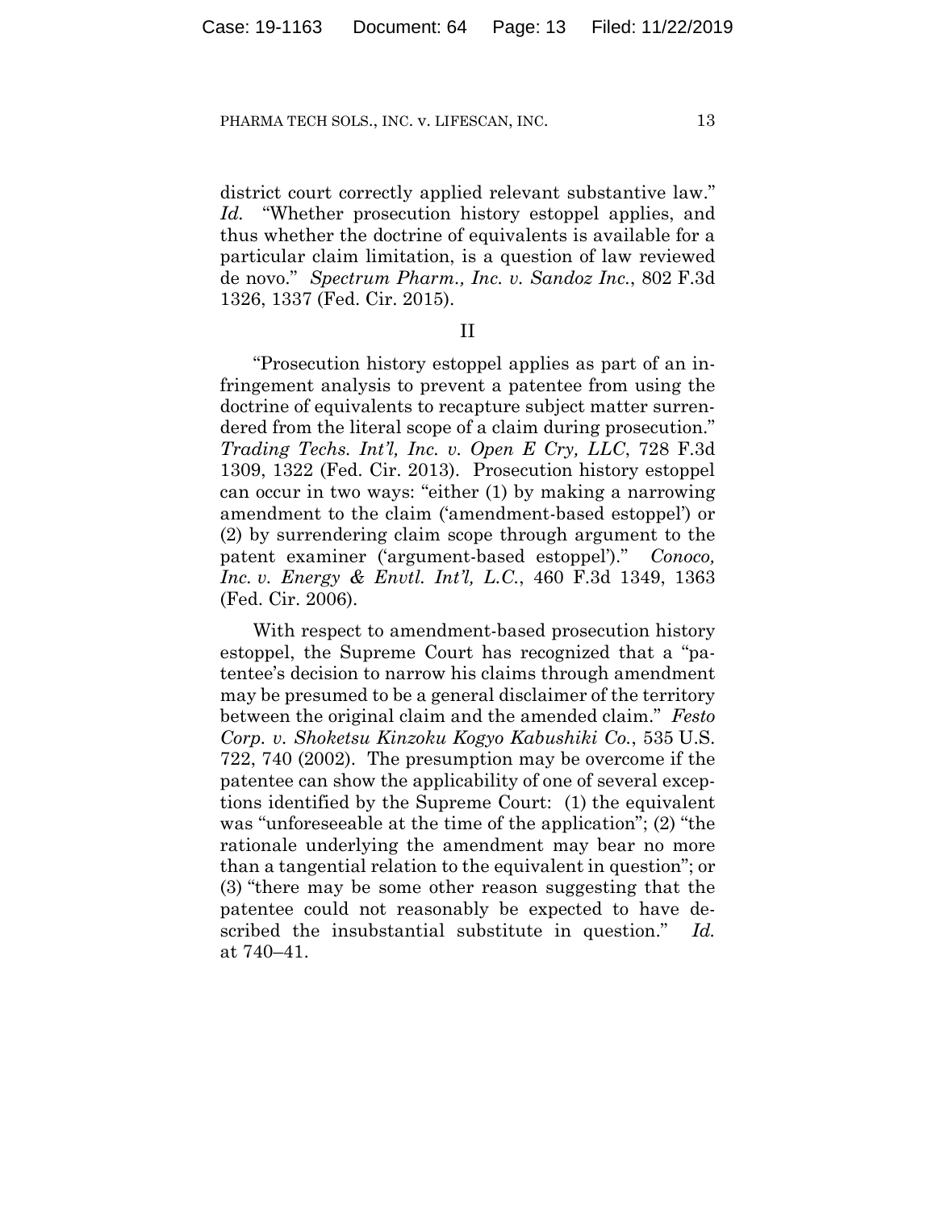district court correctly applied relevant substantive law." *Id.* "Whether prosecution history estoppel applies, and thus whether the doctrine of equivalents is available for a particular claim limitation, is a question of law reviewed de novo." *Spectrum Pharm., Inc. v. Sandoz Inc.*, 802 F.3d 1326, 1337 (Fed. Cir. 2015).

## II

"Prosecution history estoppel applies as part of an infringement analysis to prevent a patentee from using the doctrine of equivalents to recapture subject matter surrendered from the literal scope of a claim during prosecution." *Trading Techs. Int'l, Inc. v. Open E Cry, LLC*, 728 F.3d 1309, 1322 (Fed. Cir. 2013). Prosecution history estoppel can occur in two ways: "either (1) by making a narrowing amendment to the claim ('amendment-based estoppel') or (2) by surrendering claim scope through argument to the patent examiner ('argument-based estoppel')." *Conoco, Inc. v. Energy & Envtl. Int'l, L.C.*, 460 F.3d 1349, 1363 (Fed. Cir. 2006).

With respect to amendment-based prosecution history estoppel, the Supreme Court has recognized that a "patentee's decision to narrow his claims through amendment may be presumed to be a general disclaimer of the territory between the original claim and the amended claim." *Festo Corp. v. Shoketsu Kinzoku Kogyo Kabushiki Co.*, 535 U.S. 722, 740 (2002). The presumption may be overcome if the patentee can show the applicability of one of several exceptions identified by the Supreme Court: (1) the equivalent was "unforeseeable at the time of the application"; (2) "the rationale underlying the amendment may bear no more than a tangential relation to the equivalent in question"; or (3) "there may be some other reason suggesting that the patentee could not reasonably be expected to have described the insubstantial substitute in question." *Id.* at 740–41.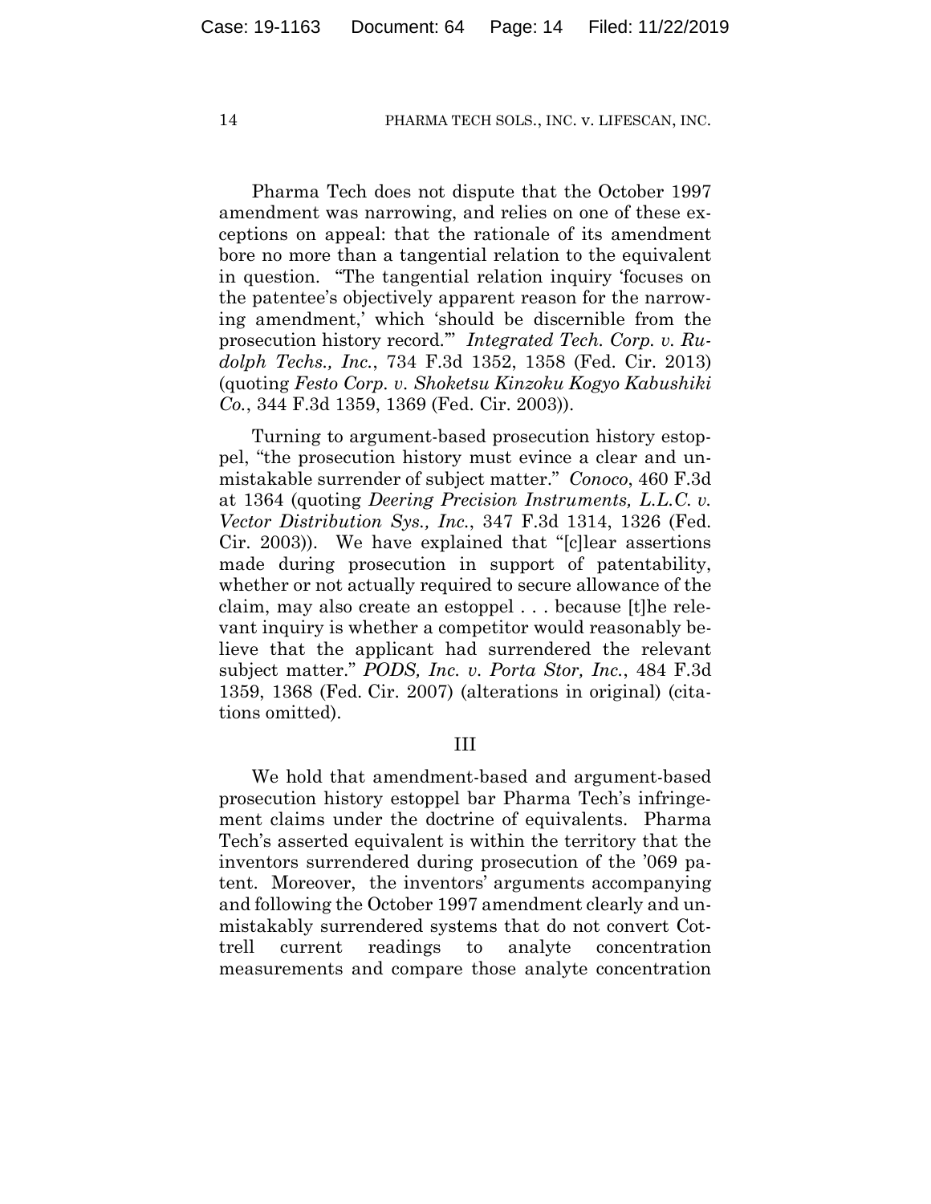Pharma Tech does not dispute that the October 1997 amendment was narrowing, and relies on one of these exceptions on appeal: that the rationale of its amendment bore no more than a tangential relation to the equivalent in question. "The tangential relation inquiry 'focuses on the patentee's objectively apparent reason for the narrowing amendment,' which 'should be discernible from the prosecution history record.'" *Integrated Tech. Corp. v. Rudolph Techs., Inc.*, 734 F.3d 1352, 1358 (Fed. Cir. 2013) (quoting *Festo Corp. v. Shoketsu Kinzoku Kogyo Kabushiki Co.*, 344 F.3d 1359, 1369 (Fed. Cir. 2003)).

Turning to argument-based prosecution history estoppel, "the prosecution history must evince a clear and unmistakable surrender of subject matter." *Conoco*, 460 F.3d at 1364 (quoting *Deering Precision Instruments, L.L.C. v. Vector Distribution Sys., Inc.*, 347 F.3d 1314, 1326 (Fed. Cir. 2003)). We have explained that "[c]lear assertions made during prosecution in support of patentability, whether or not actually required to secure allowance of the claim, may also create an estoppel . . . because [t]he relevant inquiry is whether a competitor would reasonably believe that the applicant had surrendered the relevant subject matter." *PODS, Inc. v. Porta Stor, Inc.*, 484 F.3d 1359, 1368 (Fed. Cir. 2007) (alterations in original) (citations omitted).

## III

We hold that amendment-based and argument-based prosecution history estoppel bar Pharma Tech's infringement claims under the doctrine of equivalents. Pharma Tech's asserted equivalent is within the territory that the inventors surrendered during prosecution of the '069 patent. Moreover, the inventors' arguments accompanying and following the October 1997 amendment clearly and unmistakably surrendered systems that do not convert Cottrell current readings to analyte concentration measurements and compare those analyte concentration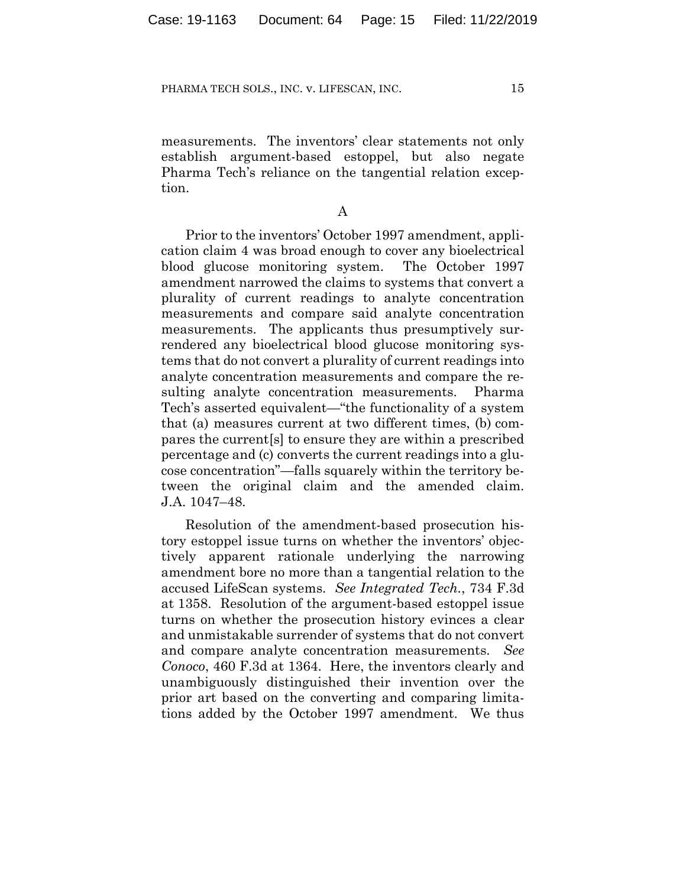measurements. The inventors' clear statements not only establish argument-based estoppel, but also negate Pharma Tech's reliance on the tangential relation exception.

## A

Prior to the inventors' October 1997 amendment, application claim 4 was broad enough to cover any bioelectrical blood glucose monitoring system. The October 1997 amendment narrowed the claims to systems that convert a plurality of current readings to analyte concentration measurements and compare said analyte concentration measurements. The applicants thus presumptively surrendered any bioelectrical blood glucose monitoring systems that do not convert a plurality of current readings into analyte concentration measurements and compare the resulting analyte concentration measurements. Pharma Tech's asserted equivalent—"the functionality of a system that (a) measures current at two different times, (b) compares the current[s] to ensure they are within a prescribed percentage and (c) converts the current readings into a glucose concentration"—falls squarely within the territory between the original claim and the amended claim. J.A. 1047–48.

Resolution of the amendment-based prosecution history estoppel issue turns on whether the inventors' objectively apparent rationale underlying the narrowing amendment bore no more than a tangential relation to the accused LifeScan systems. *See Integrated Tech.*, 734 F.3d at 1358. Resolution of the argument-based estoppel issue turns on whether the prosecution history evinces a clear and unmistakable surrender of systems that do not convert and compare analyte concentration measurements. *See Conoco*, 460 F.3d at 1364. Here, the inventors clearly and unambiguously distinguished their invention over the prior art based on the converting and comparing limitations added by the October 1997 amendment. We thus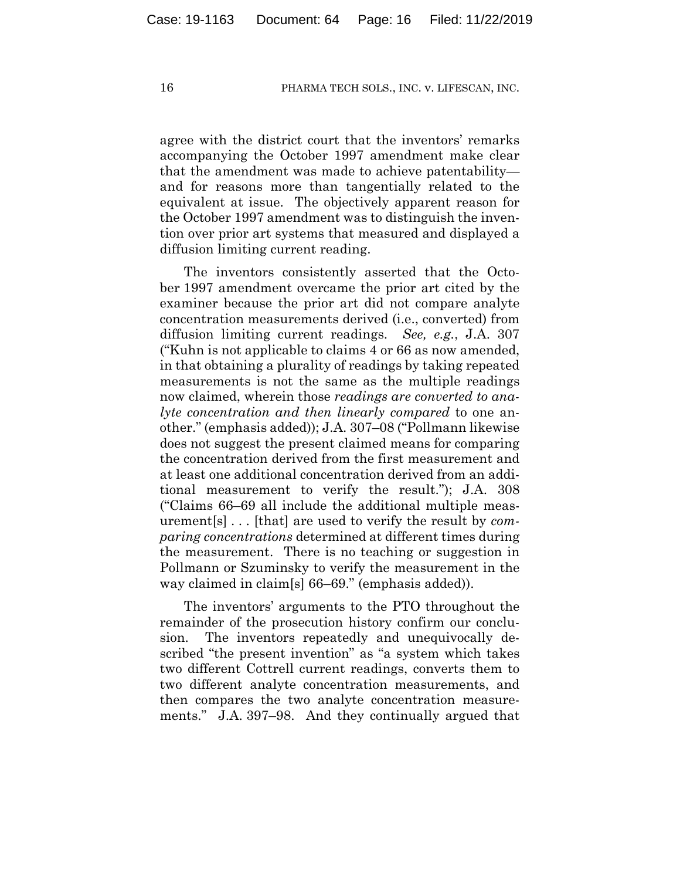agree with the district court that the inventors' remarks accompanying the October 1997 amendment make clear that the amendment was made to achieve patentability—and for reasons more than tangentially related to the equivalent at issue. The objectively apparent reason for the October 1997 amendment was to distinguish the invention over prior art systems that measured and displayed a diffusion limiting current reading.

The inventors consistently asserted that the October 1997 amendment overcame the prior art cited by the examiner because the prior art did not compare analyte concentration measurements derived (i.e., converted) from diffusion limiting current readings. *See, e.g.*, J.A. 307 ("Kuhn is not applicable to claims 4 or 66 as now amended, in that obtaining a plurality of readings by taking repeated measurements is not the same as the multiple readings now claimed, wherein those *readings are converted to analyte concentration and then linearly compared* to one another." (emphasis added)); J.A. 307–08 ("Pollmann likewise does not suggest the present claimed means for comparing the concentration derived from the first measurement and at least one additional concentration derived from an additional measurement to verify the result."); J.A. 308 ("Claims 66–69 all include the additional multiple measurement[s] . . . [that] are used to verify the result by *comparing concentrations* determined at different times during the measurement. There is no teaching or suggestion in Pollmann or Szuminsky to verify the measurement in the way claimed in claim[s] 66–69." (emphasis added)).

The inventors' arguments to the PTO throughout the remainder of the prosecution history confirm our conclusion. The inventors repeatedly and unequivocally described "the present invention" as "a system which takes two different Cottrell current readings, converts them to two different analyte concentration measurements, and then compares the two analyte concentration measurements." J.A. 397–98. And they continually argued that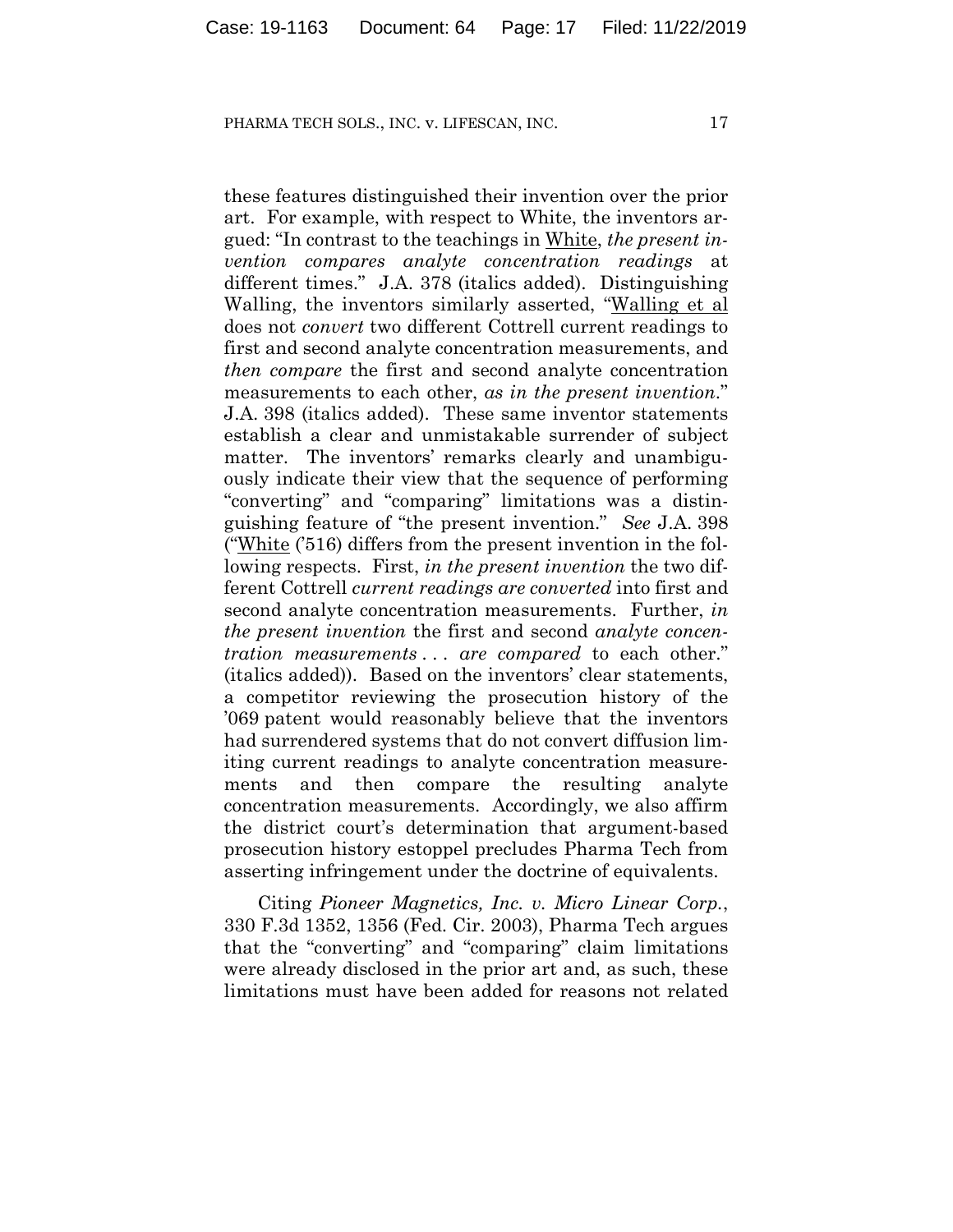these features distinguished their invention over the prior art. For example, with respect to White, the inventors argued: "In contrast to the teachings in White, *the present invention compares analyte concentration readings* at different times." J.A. 378 (italics added). Distinguishing Walling, the inventors similarly asserted, "Walling et al does not *convert* two different Cottrell current readings to first and second analyte concentration measurements, and *then compare* the first and second analyte concentration measurements to each other, *as in the present invention*." J.A. 398 (italics added). These same inventor statements establish a clear and unmistakable surrender of subject matter. The inventors' remarks clearly and unambiguously indicate their view that the sequence of performing "converting" and "comparing" limitations was a distinguishing feature of "the present invention." *See* J.A. 398 ("White ('516) differs from the present invention in the following respects. First, *in the present invention* the two different Cottrell *current readings are converted* into first and second analyte concentration measurements. Further, *in the present invention* the first and second *analyte concentration measurements . . . are compared* to each other." (italics added)). Based on the inventors' clear statements, a competitor reviewing the prosecution history of the '069 patent would reasonably believe that the inventors had surrendered systems that do not convert diffusion limiting current readings to analyte concentration measurements and then compare the resulting analyte concentration measurements. Accordingly, we also affirm the district court's determination that argument-based prosecution history estoppel precludes Pharma Tech from asserting infringement under the doctrine of equivalents.

Citing *Pioneer Magnetics, Inc. v. Micro Linear Corp.*, 330 F.3d 1352, 1356 (Fed. Cir. 2003), Pharma Tech argues that the "converting" and "comparing" claim limitations were already disclosed in the prior art and, as such, these limitations must have been added for reasons not related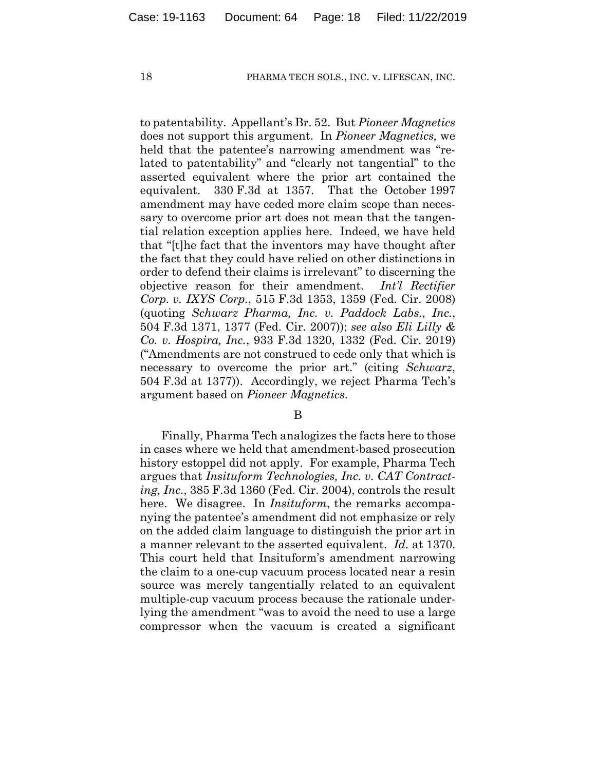to patentability. Appellant's Br. 52. But *Pioneer Magnetics* does not support this argument. In *Pioneer Magnetics,* we held that the patentee's narrowing amendment was "related to patentability" and "clearly not tangential" to the asserted equivalent where the prior art contained the equivalent. 330 F.3d at 1357. That the October 1997 amendment may have ceded more claim scope than necessary to overcome prior art does not mean that the tangential relation exception applies here. Indeed, we have held that "[t]he fact that the inventors may have thought after the fact that they could have relied on other distinctions in order to defend their claims is irrelevant" to discerning the objective reason for their amendment. *Int'l Rectifier Corp. v. IXYS Corp.*, 515 F.3d 1353, 1359 (Fed. Cir. 2008) (quoting *Schwarz Pharma, Inc. v. Paddock Labs., Inc.*, 504 F.3d 1371, 1377 (Fed. Cir. 2007)); *see also Eli Lilly & Co. v. Hospira, Inc.*, 933 F.3d 1320, 1332 (Fed. Cir. 2019) ("Amendments are not construed to cede only that which is necessary to overcome the prior art." (citing *Schwarz*, 504 F.3d at 1377)). Accordingly, we reject Pharma Tech's argument based on *Pioneer Magnetics*.

B

Finally, Pharma Tech analogizes the facts here to those in cases where we held that amendment-based prosecution history estoppel did not apply. For example, Pharma Tech argues that *Insituform Technologies, Inc. v. CAT Contracting, Inc.*, 385 F.3d 1360 (Fed. Cir. 2004), controls the result here. We disagree. In *Insituform*, the remarks accompanying the patentee's amendment did not emphasize or rely on the added claim language to distinguish the prior art in a manner relevant to the asserted equivalent. *Id.* at 1370. This court held that Insituform's amendment narrowing the claim to a one-cup vacuum process located near a resin source was merely tangentially related to an equivalent multiple-cup vacuum process because the rationale underlying the amendment "was to avoid the need to use a large compressor when the vacuum is created a significant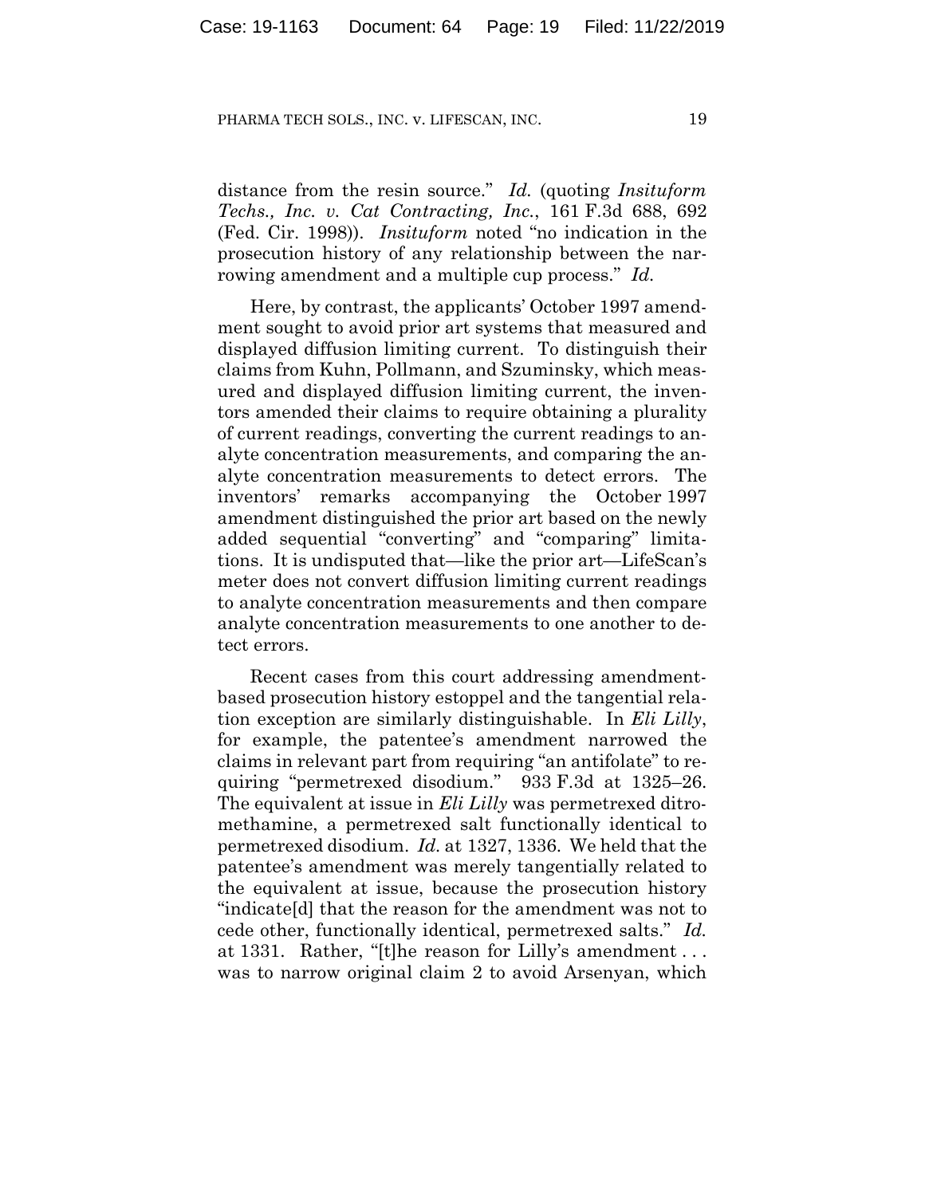distance from the resin source." *Id.* (quoting *Insituform Techs., Inc. v. Cat Contracting, Inc.*, 161 F.3d 688, 692 (Fed. Cir. 1998)). *Insituform* noted "no indication in the prosecution history of any relationship between the narrowing amendment and a multiple cup process." *Id.*

Here, by contrast, the applicants' October 1997 amendment sought to avoid prior art systems that measured and displayed diffusion limiting current. To distinguish their claims from Kuhn, Pollmann, and Szuminsky, which measured and displayed diffusion limiting current, the inventors amended their claims to require obtaining a plurality of current readings, converting the current readings to analyte concentration measurements, and comparing the analyte concentration measurements to detect errors. The inventors' remarks accompanying the October 1997 amendment distinguished the prior art based on the newly added sequential "converting" and "comparing" limitations. It is undisputed that—like the prior art—LifeScan's meter does not convert diffusion limiting current readings to analyte concentration measurements and then compare analyte concentration measurements to one another to detect errors.

Recent cases from this court addressing amendment-based prosecution history estoppel and the tangential relation exception are similarly distinguishable. In *Eli Lilly*, for example, the patentee's amendment narrowed the claims in relevant part from requiring "an antifolate" to requiring "permetrexed disodium." 933 F.3d at 1325–26. The equivalent at issue in *Eli Lilly* was permetrexed ditromethamine, a permetrexed salt functionally identical to permetrexed disodium. *Id.* at 1327, 1336. We held that the patentee's amendment was merely tangentially related to the equivalent at issue, because the prosecution history "indicate[d] that the reason for the amendment was not to cede other, functionally identical, permetrexed salts." *Id.* at 1331. Rather, "[t]he reason for Lilly's amendment . . . was to narrow original claim 2 to avoid Arsenyan, which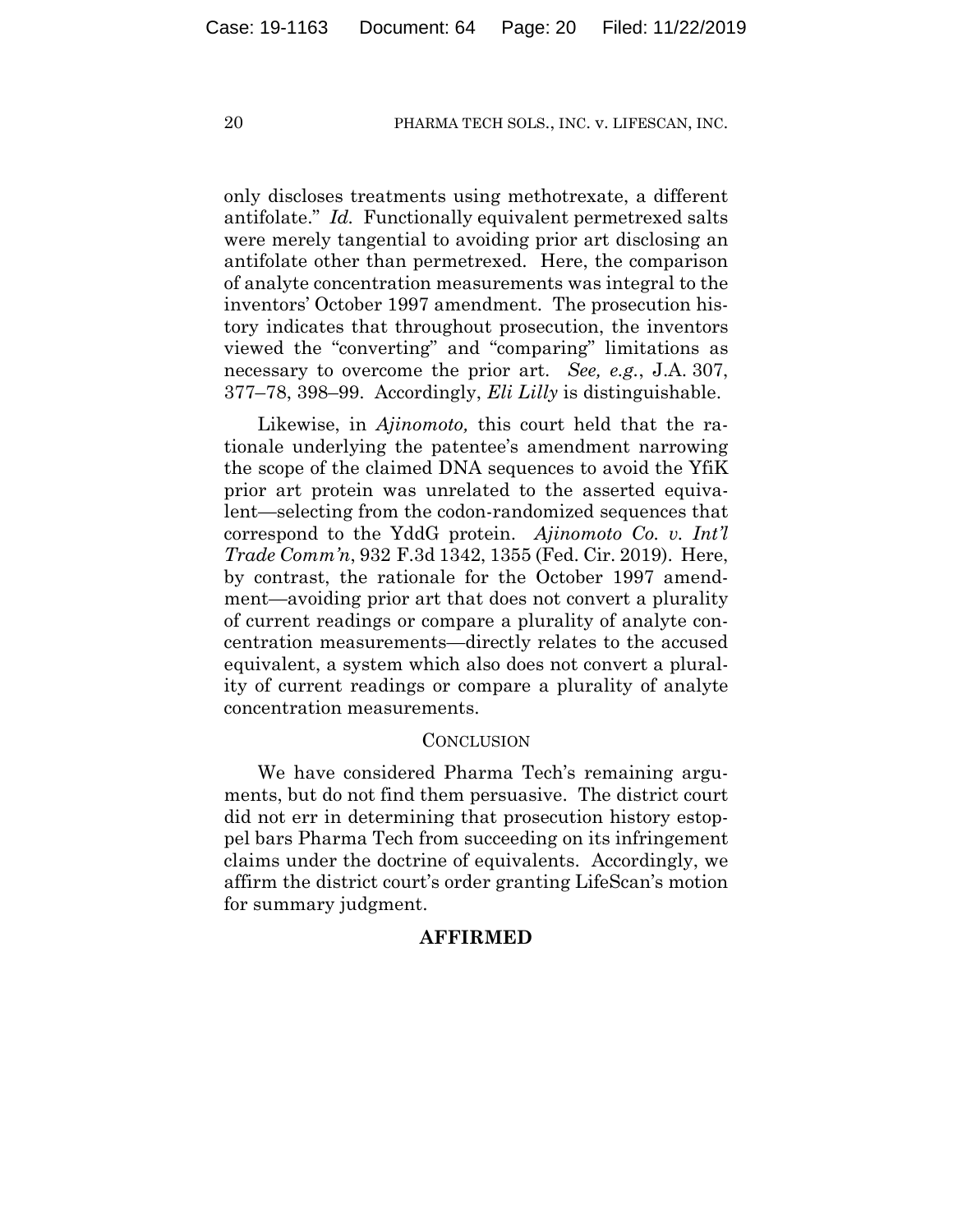only discloses treatments using methotrexate, a different antifolate." *Id.* Functionally equivalent permetrexed salts were merely tangential to avoiding prior art disclosing an antifolate other than permetrexed. Here, the comparison of analyte concentration measurements was integral to the inventors' October 1997 amendment. The prosecution history indicates that throughout prosecution, the inventors viewed the "converting" and "comparing" limitations as necessary to overcome the prior art. *See, e.g.*, J.A. 307, 377–78, 398–99. Accordingly, *Eli Lilly* is distinguishable.

Likewise, in *Ajinomoto,* this court held that the rationale underlying the patentee's amendment narrowing the scope of the claimed DNA sequences to avoid the YfiK prior art protein was unrelated to the asserted equivalent—selecting from the codon-randomized sequences that correspond to the YddG protein. *Ajinomoto Co. v. Int'l Trade Comm'n*, 932 F.3d 1342, 1355 (Fed. Cir. 2019). Here, by contrast, the rationale for the October 1997 amendment—avoiding prior art that does not convert a plurality of current readings or compare a plurality of analyte concentration measurements—directly relates to the accused equivalent, a system which also does not convert a plurality of current readings or compare a plurality of analyte concentration measurements.

## CONCLUSION

We have considered Pharma Tech's remaining arguments, but do not find them persuasive. The district court did not err in determining that prosecution history estoppel bars Pharma Tech from succeeding on its infringement claims under the doctrine of equivalents. Accordingly, we affirm the district court's order granting LifeScan's motion for summary judgment.

**AFFIRMED**